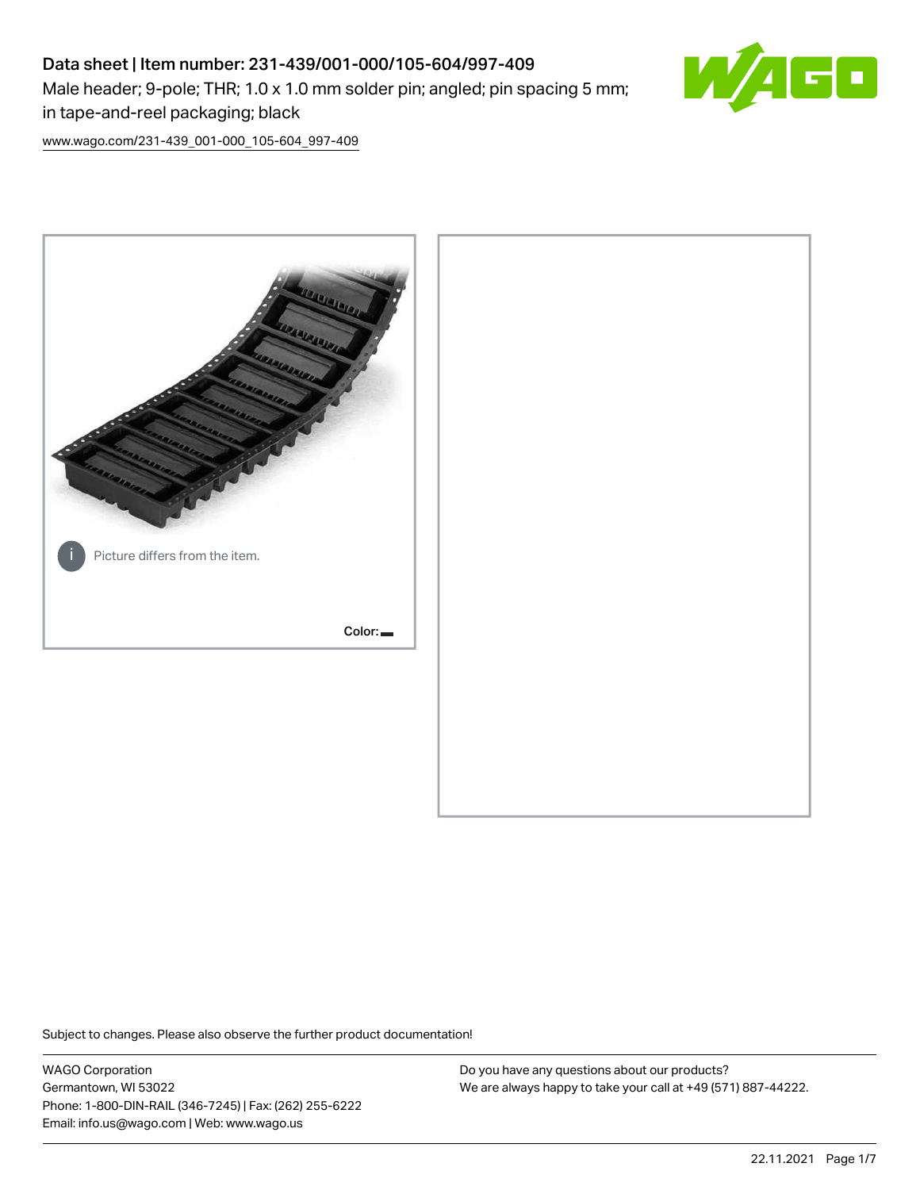# Data sheet | Item number: 231-439/001-000/105-604/997-409

Male header; 9-pole; THR; 1.0 x 1.0 mm solder pin; angled; pin spacing 5 mm; in tape-and-reel packaging; black

www.wago.com/231-439_001-000_105-604_997-409

Picture differs from the item.

Color:

Subject to changes. Please also observe the further product documentation!

WAGO Corporation
Germantown, WI 53022
Phone: 1-800-DIN-RAIL (346-7245) | Fax: (262) 255-6222
Email: info.us@wago.com | Web: www.wago.us

Do you have any questions about our products?
We are always happy to take your call at +49 (571) 887-44222.

22.11.2021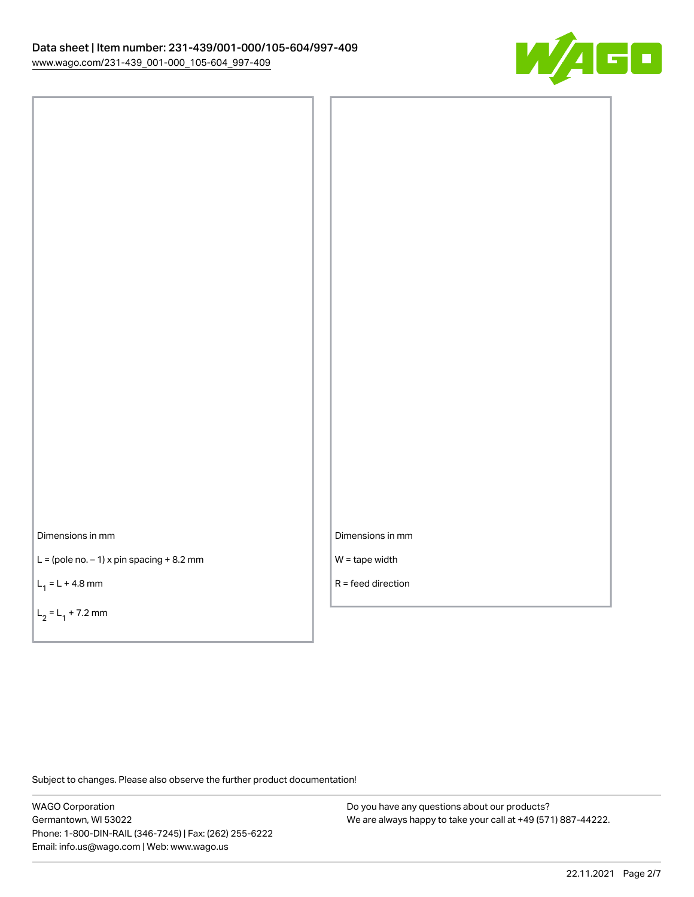Dimensions in mm

L = (pole no. – 1) x pin spacing + 8.2 mm

$L_1$ = L + 4.8 mm

$L_2$ = $L_1$ + 7.2 mm

Dimensions in mm

W = tape width

R = feed direction

Subject to changes. Please also observe the further product documentation!

WAGO Corporation
Germantown, WI 53022
Phone: 1-800-DIN-RAIL (346-7245) | Fax: (262) 255-6222
Email: info.us@wago.com | Web: www.wago.us

Do you have any questions about our products?
We are always happy to take your call at +49 (571) 887-44222.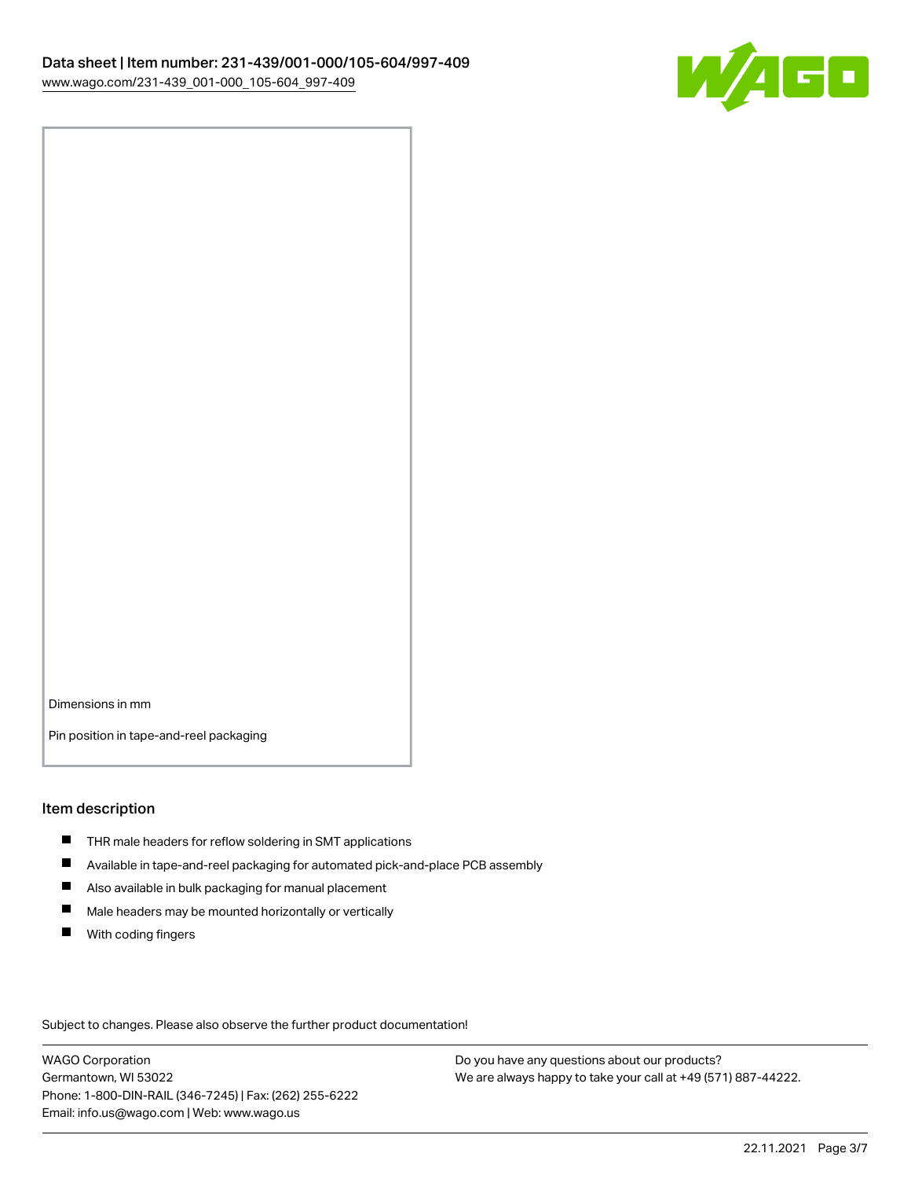Dimensions in mm

Pin position in tape-and-reel packaging

## Item description

- THR male headers for reflow soldering in SMT applications
- Available in tape-and-reel packaging for automated pick-and-place PCB assembly
- Also available in bulk packaging for manual placement
- Male headers may be mounted horizontally or vertically
- With coding fingers

Subject to changes. Please also observe the further product documentation!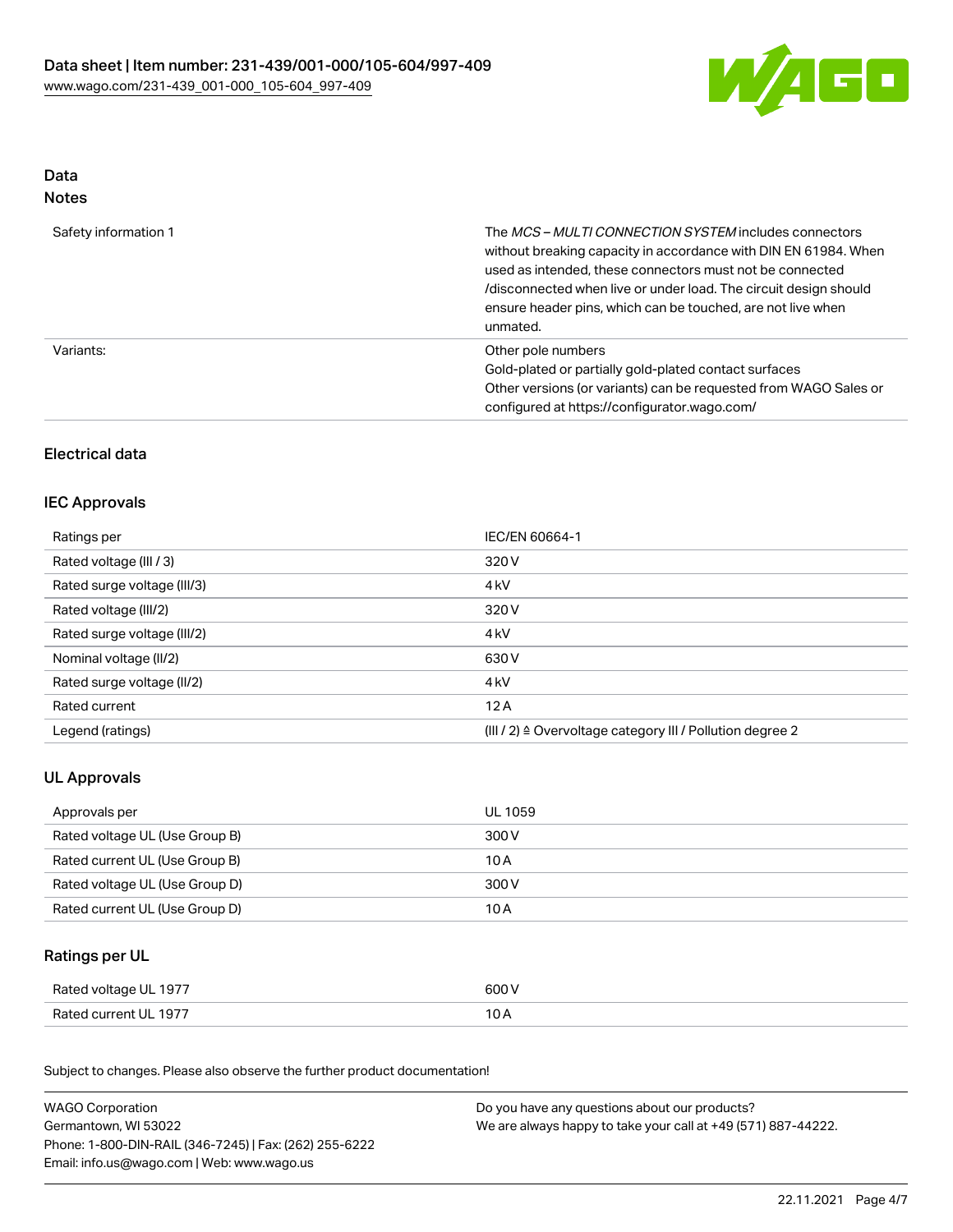# Data

## Notes

| | |
|---|---|
| Safety information 1 | The *MCS – MULTI CONNECTION SYSTEM* includes connectors without breaking capacity in accordance with DIN EN 61984. When used as intended, these connectors must not be connected /disconnected when live or under load. The circuit design should ensure header pins, which can be touched, are not live when unmated. |
| Variants: | Other pole numbers<br>Gold-plated or partially gold-plated contact surfaces<br>Other versions (or variants) can be requested from WAGO Sales or configured at https://configurator.wago.com/ |

## Electrical data

### IEC Approvals

| | |
|---|---|
| Ratings per | IEC/EN 60664-1 |
| Rated voltage (III / 3) | 320 V |
| Rated surge voltage (III/3) | 4 kV |
| Rated voltage (III/2) | 320 V |
| Rated surge voltage (III/2) | 4 kV |
| Nominal voltage (II/2) | 630 V |
| Rated surge voltage (II/2) | 4 kV |
| Rated current | 12 A |
| Legend (ratings) | (III / 2) ≙ Overvoltage category III / Pollution degree 2 |

### UL Approvals

| | |
|---|---|
| Approvals per | UL 1059 |
| Rated voltage UL (Use Group B) | 300 V |
| Rated current UL (Use Group B) | 10 A |
| Rated voltage UL (Use Group D) | 300 V |
| Rated current UL (Use Group D) | 10 A |

### Ratings per UL

| | |
|---|---|
| Rated voltage UL 1977 | 600 V |
| Rated current UL 1977 | 10 A |

Subject to changes. Please also observe the further product documentation!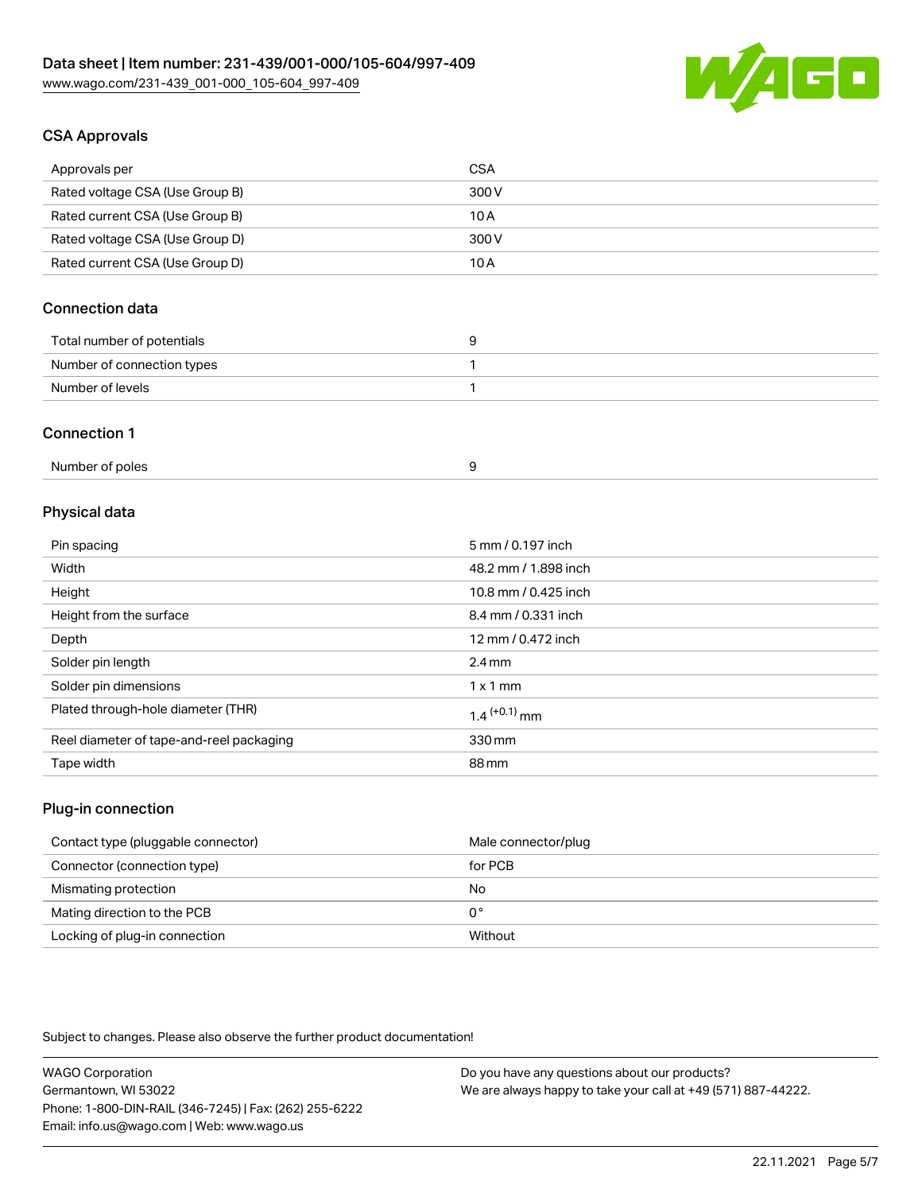### CSA Approvals

| Approvals per | CSA |
|---|---|
| Rated voltage CSA (Use Group B) | 300 V |
| Rated current CSA (Use Group B) | 10 A |
| Rated voltage CSA (Use Group D) | 300 V |
| Rated current CSA (Use Group D) | 10 A |

### Connection data

| Total number of potentials | 9 |
|---|---|
| Number of connection types | 1 |
| Number of levels | 1 |

### Connection 1

| Number of poles | 9 |
|---|---|

### Physical data

| Pin spacing | 5 mm / 0.197 inch |
|---|---|
| Width | 48.2 mm / 1.898 inch |
| Height | 10.8 mm / 0.425 inch |
| Height from the surface | 8.4 mm / 0.331 inch |
| Depth | 12 mm / 0.472 inch |
| Solder pin length | 2.4 mm |
| Solder pin dimensions | 1 x 1 mm |
| Plated through-hole diameter (THR) | $1.4^{(+0.1)}$ mm |
| Reel diameter of tape-and-reel packaging | 330 mm |
| Tape width | 88 mm |

### Plug-in connection

| Contact type (pluggable connector) | Male connector/plug |
|---|---|
| Connector (connection type) | for PCB |
| Mismating protection | No |
| Mating direction to the PCB | 0° |
| Locking of plug-in connection | Without |

Subject to changes. Please also observe the further product documentation!

WAGO Corporation
Germantown, WI 53022
Phone: 1-800-DIN-RAIL (346-7245) | Fax: (262) 255-6222
Email: info.us@wago.com | Web: www.wago.us

Do you have any questions about our products?
We are always happy to take your call at +49 (571) 887-44222.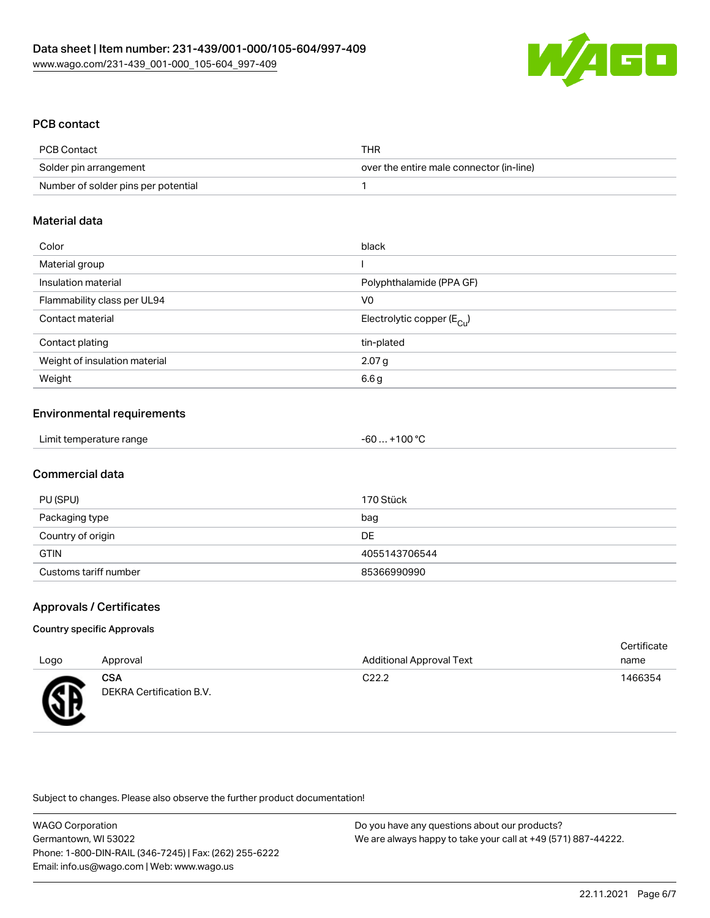## PCB contact

| | |
|---|---|
| PCB Contact | THR |
| Solder pin arrangement | over the entire male connector (in-line) |
| Number of solder pins per potential | 1 |

## Material data

| | |
|---|---|
| Color | black |
| Material group | I |
| Insulation material | Polyphthalamide (PPA GF) |
| Flammability class per UL94 | V0 |
| Contact material | Electrolytic copper ($E_{Cu}$) |
| Contact plating | tin-plated |
| Weight of insulation material | 2.07 g |
| Weight | 6.6 g |

## Environmental requirements

| | |
|---|---|
| Limit temperature range | -60 … +100 °C |

## Commercial data

| | |
|---|---|
| PU (SPU) | 170 Stück |
| Packaging type | bag |
| Country of origin | DE |
| GTIN | 4055143706544 |
| Customs tariff number | 85366990990 |

## Approvals / Certificates

### Country specific Approvals

| Logo | Approval | Additional Approval Text | Certificate name |
|---|---|---|---|
| | **CSA** DEKRA Certification B.V. | C22.2 | 1466354 |

Subject to changes. Please also observe the further product documentation!

WAGO Corporation
Germantown, WI 53022
Phone: 1-800-DIN-RAIL (346-7245) | Fax: (262) 255-6222
Email: info.us@wago.com | Web: www.wago.us

Do you have any questions about our products?
We are always happy to take your call at +49 (571) 887-44222.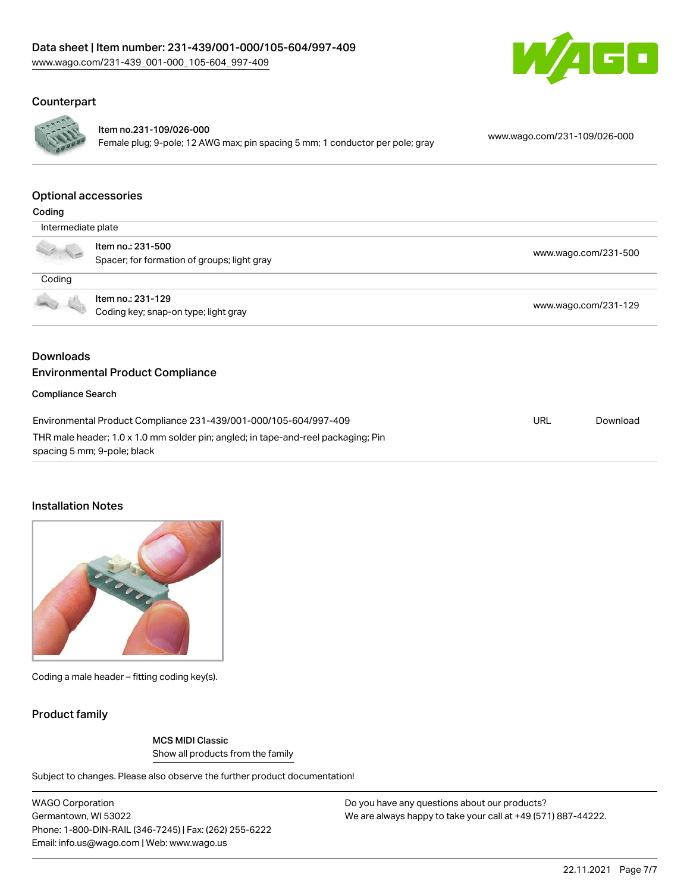## Counterpart

| | | |
|---|---|---|
| | **Item no.231-109/026-000**<br>Female plug; 9-pole; 12 AWG max; pin spacing 5 mm; 1 conductor per pole; gray | www.wago.com/231-109/026-000 |

## Optional accessories

**Coding**

| Intermediate plate | | |
|---|---|---|
| | Item no.: 231-500<br>Spacer; for formation of groups; light gray | www.wago.com/231-500 |
| **Coding** | | |
| | Item no.: 231-129<br>Coding key; snap-on type; light gray | www.wago.com/231-129 |

## Downloads

### Environmental Product Compliance

**Compliance Search**

| | | |
|---|---|---|
| Environmental Product Compliance 231-439/001-000/105-604/997-409<br>THR male header; 1.0 x 1.0 mm solder pin; angled; in tape-and-reel packaging; Pin spacing 5 mm; 9-pole; black | URL | Download |

## Installation Notes

Coding a male header – fitting coding key(s).

## Product family

**MCS MIDI Classic**
Show all products from the family

Subject to changes. Please also observe the further product documentation!

WAGO Corporation
Germantown, WI 53022
Phone: 1-800-DIN-RAIL (346-7245) | Fax: (262) 255-6222
Email: info.us@wago.com | Web: www.wago.us

Do you have any questions about our products?
We are always happy to take your call at +49 (571) 887-44222.